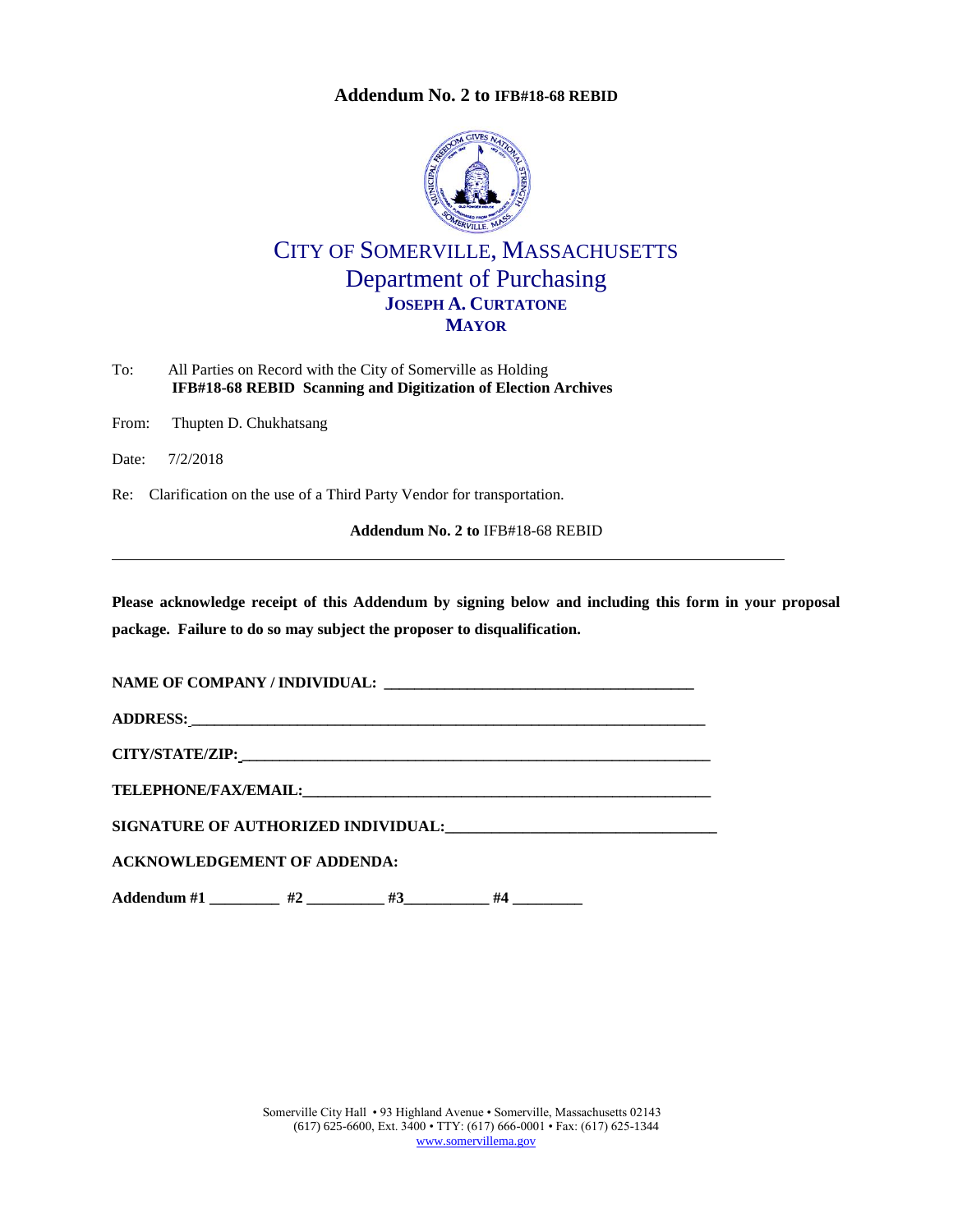# Addendum No. 2 to IFB#18-68 REBID

## CITY OF SOMERVILLE, MASSACHUSETTS
## Department of Purchasing
**JOSEPH A. CURTATONE**
**MAYOR**

To: All Parties on Record with the City of Somerville as Holding
**IFB#18-68 REBID Scanning and Digitization of Election Archives**

From: Thupten D. Chukhatsang

Date: 7/2/2018

Re: Clarification on the use of a Third Party Vendor for transportation.

**Addendum No. 2 to** IFB#18-68 REBID

---

**Please acknowledge receipt of this Addendum by signing below and including this form in your proposal package. Failure to do so may subject the proposer to disqualification.**

**NAME OF COMPANY / INDIVIDUAL:** ________________________________________

**ADDRESS:** ________________________________________________________________

**CITY/STATE/ZIP:** __________________________________________________________

**TELEPHONE/FAX/EMAIL:** ___________________________________________________

**SIGNATURE OF AUTHORIZED INDIVIDUAL:** ___________________________________

**ACKNOWLEDGEMENT OF ADDENDA:**

**Addendum #1** _________ **#2** __________ **#3**___________ **#4** _________

Somerville City Hall • 93 Highland Avenue • Somerville, Massachusetts 02143
(617) 625-6600, Ext. 3400 • TTY: (617) 666-0001 • Fax: (617) 625-1344
www.somervillema.gov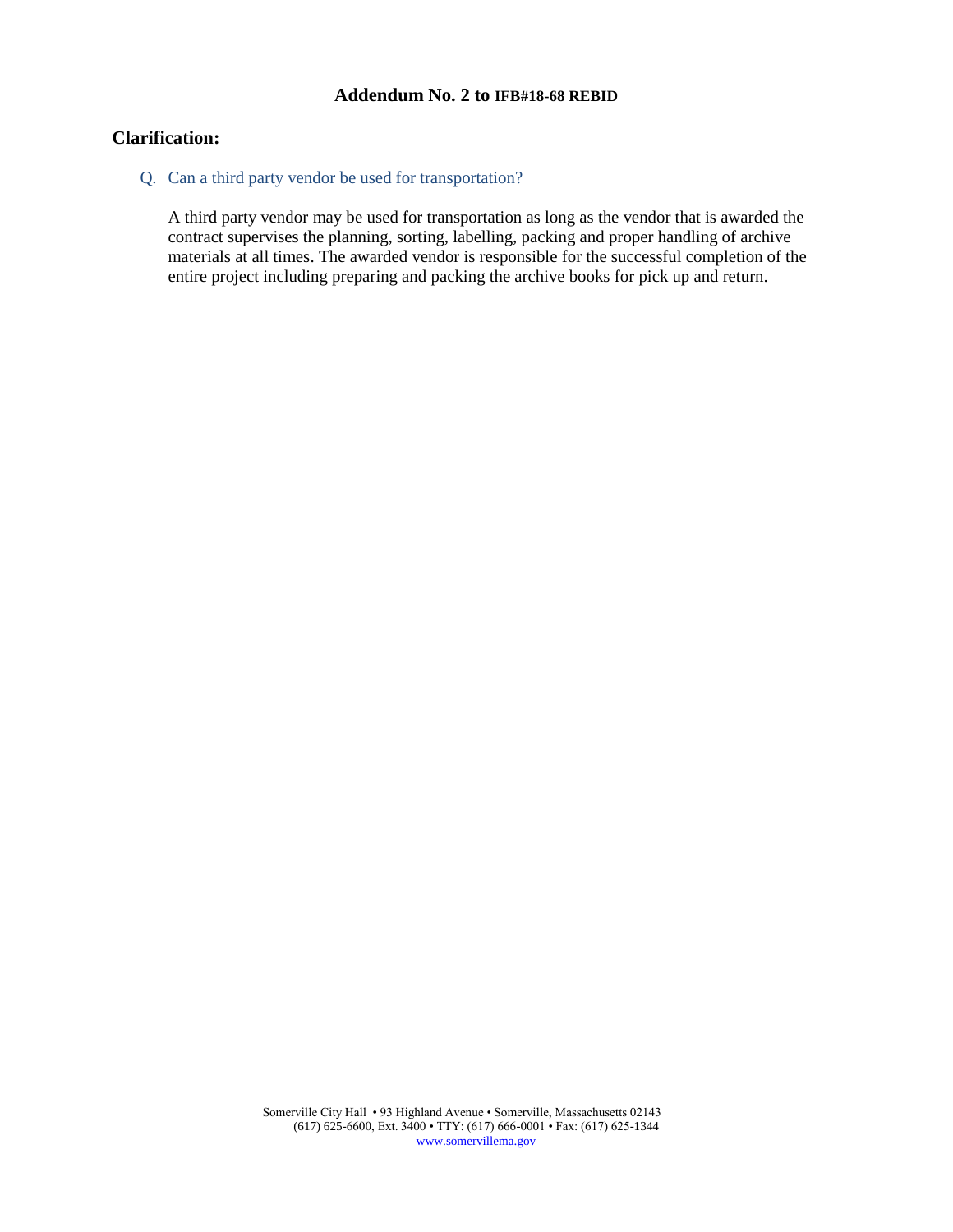# Addendum No. 2 to IFB#18-68 REBID

## Clarification:

Q. Can a third party vendor be used for transportation?

A third party vendor may be used for transportation as long as the vendor that is awarded the contract supervises the planning, sorting, labelling, packing and proper handling of archive materials at all times. The awarded vendor is responsible for the successful completion of the entire project including preparing and packing the archive books for pick up and return.